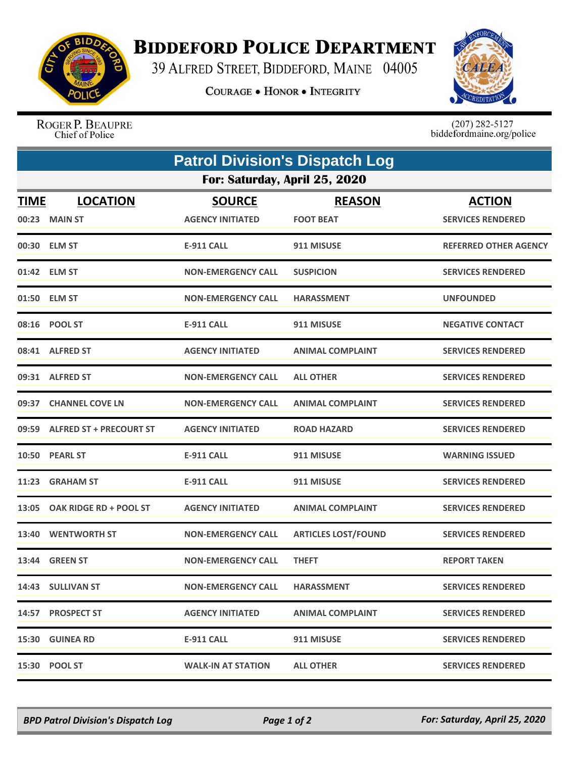# BIDDEFORD POLICE DEPARTMENT

39 ALFRED STREET, BIDDEFORD, MAINE 04005

COURAGE • HONOR • INTEGRITY

ROGER P. BEAUPRE
Chief of Police

(207) 282-5127
biddefordmaine.org/police

## Patrol Division's Dispatch Log

### For: Saturday, April 25, 2020

| TIME | LOCATION | SOURCE | REASON | ACTION |
|---|---|---|---|---|
| 00:23 | MAIN ST | AGENCY INITIATED | FOOT BEAT | SERVICES RENDERED |
| 00:30 | ELM ST | E-911 CALL | 911 MISUSE | REFERRED OTHER AGENCY |
| 01:42 | ELM ST | NON-EMERGENCY CALL | SUSPICION | SERVICES RENDERED |
| 01:50 | ELM ST | NON-EMERGENCY CALL | HARASSMENT | UNFOUNDED |
| 08:16 | POOL ST | E-911 CALL | 911 MISUSE | NEGATIVE CONTACT |
| 08:41 | ALFRED ST | AGENCY INITIATED | ANIMAL COMPLAINT | SERVICES RENDERED |
| 09:31 | ALFRED ST | NON-EMERGENCY CALL | ALL OTHER | SERVICES RENDERED |
| 09:37 | CHANNEL COVE LN | NON-EMERGENCY CALL | ANIMAL COMPLAINT | SERVICES RENDERED |
| 09:59 | ALFRED ST + PRECOURT ST | AGENCY INITIATED | ROAD HAZARD | SERVICES RENDERED |
| 10:50 | PEARL ST | E-911 CALL | 911 MISUSE | WARNING ISSUED |
| 11:23 | GRAHAM ST | E-911 CALL | 911 MISUSE | SERVICES RENDERED |
| 13:05 | OAK RIDGE RD + POOL ST | AGENCY INITIATED | ANIMAL COMPLAINT | SERVICES RENDERED |
| 13:40 | WENTWORTH ST | NON-EMERGENCY CALL | ARTICLES LOST/FOUND | SERVICES RENDERED |
| 13:44 | GREEN ST | NON-EMERGENCY CALL | THEFT | REPORT TAKEN |
| 14:43 | SULLIVAN ST | NON-EMERGENCY CALL | HARASSMENT | SERVICES RENDERED |
| 14:57 | PROSPECT ST | AGENCY INITIATED | ANIMAL COMPLAINT | SERVICES RENDERED |
| 15:30 | GUINEA RD | E-911 CALL | 911 MISUSE | SERVICES RENDERED |
| 15:30 | POOL ST | WALK-IN AT STATION | ALL OTHER | SERVICES RENDERED |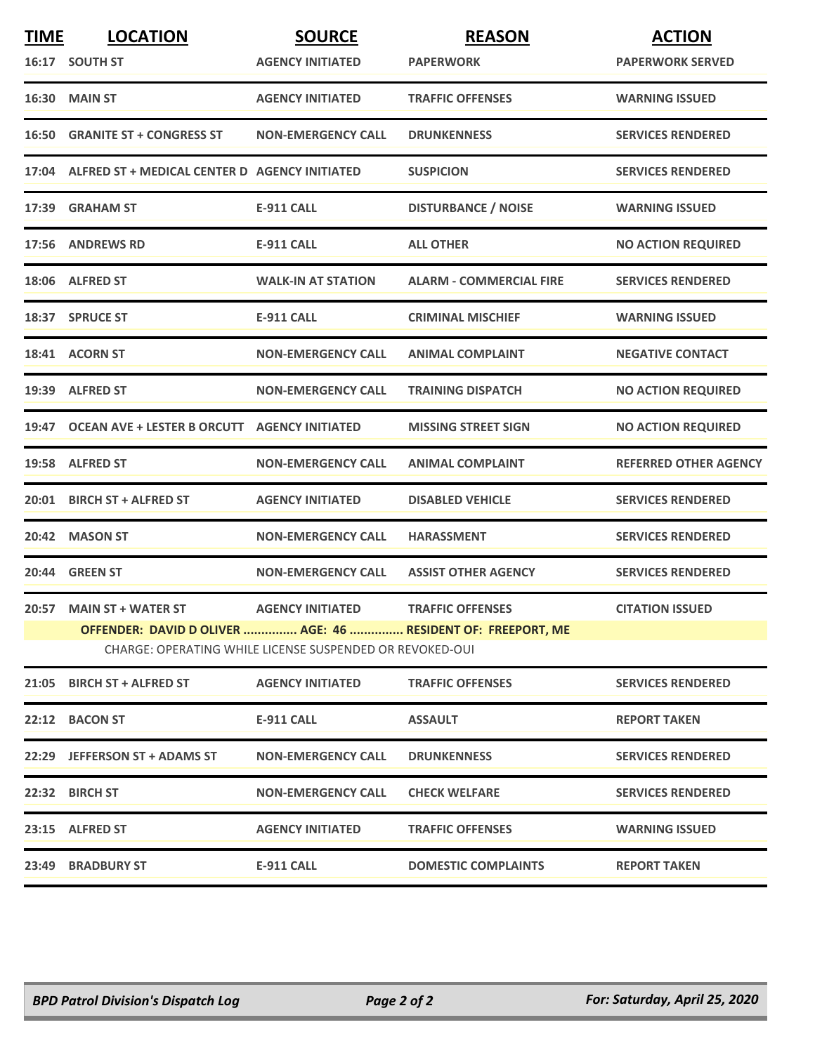| TIME | LOCATION | SOURCE | REASON | ACTION |
|---|---|---|---|---|
| 16:17 | SOUTH ST | AGENCY INITIATED | PAPERWORK | PAPERWORK SERVED |
| 16:30 | MAIN ST | AGENCY INITIATED | TRAFFIC OFFENSES | WARNING ISSUED |
| 16:50 | GRANITE ST + CONGRESS ST | NON-EMERGENCY CALL | DRUNKENNESS | SERVICES RENDERED |
| 17:04 | ALFRED ST + MEDICAL CENTER D | AGENCY INITIATED | SUSPICION | SERVICES RENDERED |
| 17:39 | GRAHAM ST | E-911 CALL | DISTURBANCE / NOISE | WARNING ISSUED |
| 17:56 | ANDREWS RD | E-911 CALL | ALL OTHER | NO ACTION REQUIRED |
| 18:06 | ALFRED ST | WALK-IN AT STATION | ALARM - COMMERCIAL FIRE | SERVICES RENDERED |
| 18:37 | SPRUCE ST | E-911 CALL | CRIMINAL MISCHIEF | WARNING ISSUED |
| 18:41 | ACORN ST | NON-EMERGENCY CALL | ANIMAL COMPLAINT | NEGATIVE CONTACT |
| 19:39 | ALFRED ST | NON-EMERGENCY CALL | TRAINING DISPATCH | NO ACTION REQUIRED |
| 19:47 | OCEAN AVE + LESTER B ORCUTT | AGENCY INITIATED | MISSING STREET SIGN | NO ACTION REQUIRED |
| 19:58 | ALFRED ST | NON-EMERGENCY CALL | ANIMAL COMPLAINT | REFERRED OTHER AGENCY |
| 20:01 | BIRCH ST + ALFRED ST | AGENCY INITIATED | DISABLED VEHICLE | SERVICES RENDERED |
| 20:42 | MASON ST | NON-EMERGENCY CALL | HARASSMENT | SERVICES RENDERED |
| 20:44 | GREEN ST | NON-EMERGENCY CALL | ASSIST OTHER AGENCY | SERVICES RENDERED |
| 20:57 | MAIN ST + WATER ST | AGENCY INITIATED | TRAFFIC OFFENSES | CITATION ISSUED |
| | OFFENDER: DAVID D OLIVER ............... AGE: 46 ............... RESIDENT OF: FREEPORT, ME | | | |
| | CHARGE: OPERATING WHILE LICENSE SUSPENDED OR REVOKED-OUI | | | |
| 21:05 | BIRCH ST + ALFRED ST | AGENCY INITIATED | TRAFFIC OFFENSES | SERVICES RENDERED |
| 22:12 | BACON ST | E-911 CALL | ASSAULT | REPORT TAKEN |
| 22:29 | JEFFERSON ST + ADAMS ST | NON-EMERGENCY CALL | DRUNKENNESS | SERVICES RENDERED |
| 22:32 | BIRCH ST | NON-EMERGENCY CALL | CHECK WELFARE | SERVICES RENDERED |
| 23:15 | ALFRED ST | AGENCY INITIATED | TRAFFIC OFFENSES | WARNING ISSUED |
| 23:49 | BRADBURY ST | E-911 CALL | DOMESTIC COMPLAINTS | REPORT TAKEN |